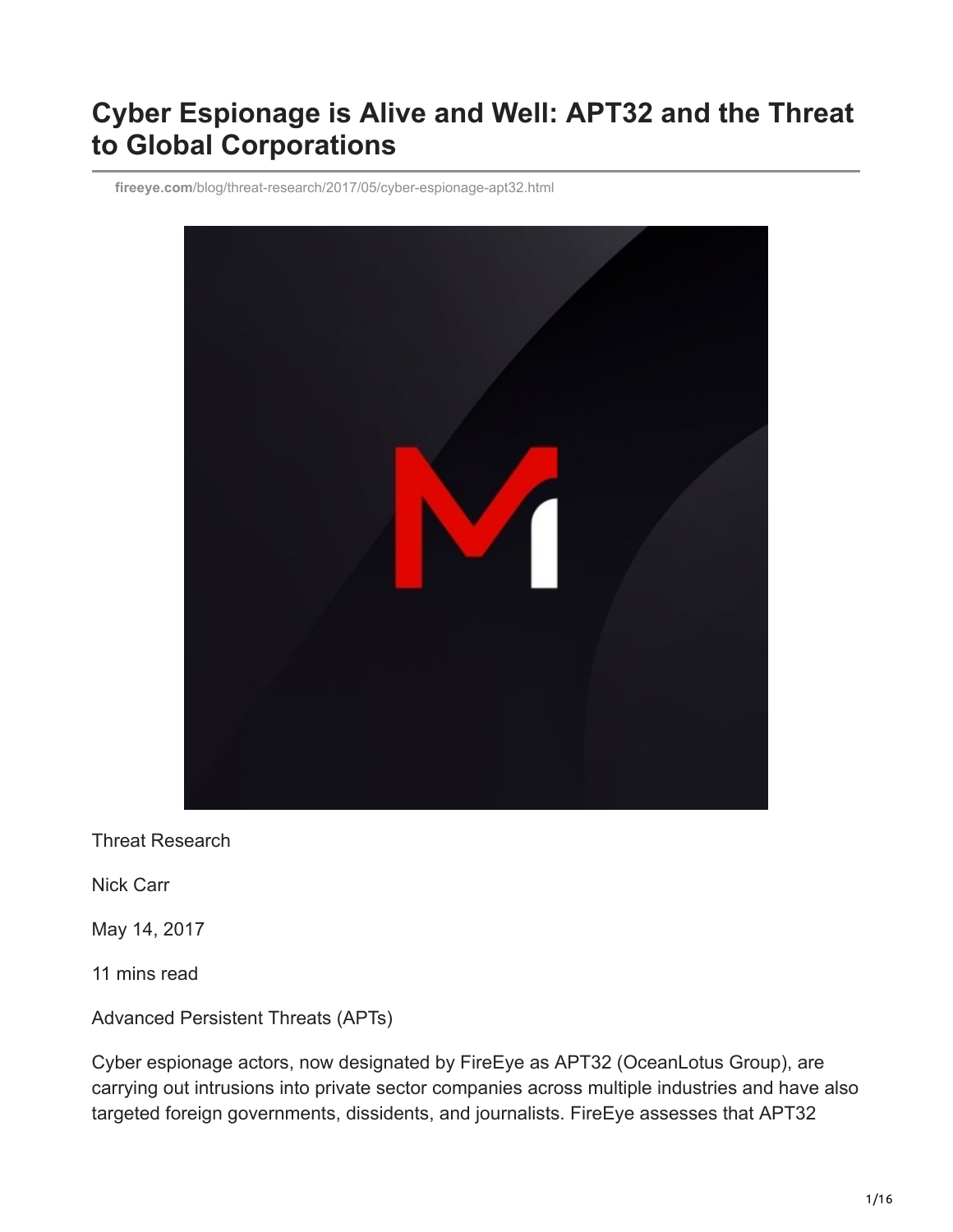# Cyber Espionage is Alive and Well: APT32 and the Threat to Global Corporations

fireeye.com/blog/threat-research/2017/05/cyber-espionage-apt32.html

Threat Research

Nick Carr

May 14, 2017

11 mins read

Advanced Persistent Threats (APTs)

Cyber espionage actors, now designated by FireEye as APT32 (OceanLotus Group), are carrying out intrusions into private sector companies across multiple industries and have also targeted foreign governments, dissidents, and journalists. FireEye assesses that APT32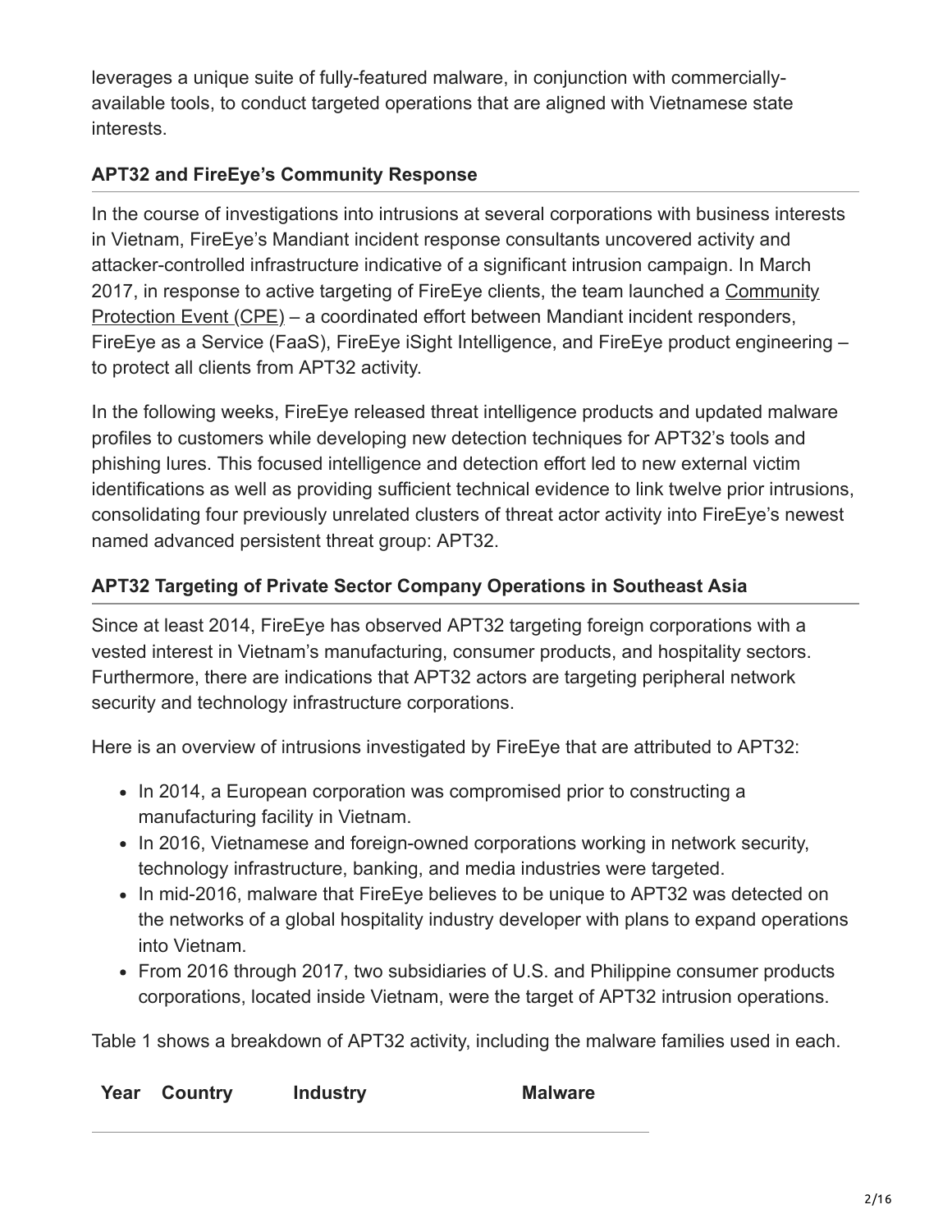leverages a unique suite of fully-featured malware, in conjunction with commercially-available tools, to conduct targeted operations that are aligned with Vietnamese state interests.

### APT32 and FireEye's Community Response

In the course of investigations into intrusions at several corporations with business interests in Vietnam, FireEye's Mandiant incident response consultants uncovered activity and attacker-controlled infrastructure indicative of a significant intrusion campaign. In March 2017, in response to active targeting of FireEye clients, the team launched a Community Protection Event (CPE) – a coordinated effort between Mandiant incident responders, FireEye as a Service (FaaS), FireEye iSight Intelligence, and FireEye product engineering – to protect all clients from APT32 activity.

In the following weeks, FireEye released threat intelligence products and updated malware profiles to customers while developing new detection techniques for APT32's tools and phishing lures. This focused intelligence and detection effort led to new external victim identifications as well as providing sufficient technical evidence to link twelve prior intrusions, consolidating four previously unrelated clusters of threat actor activity into FireEye's newest named advanced persistent threat group: APT32.

### APT32 Targeting of Private Sector Company Operations in Southeast Asia

Since at least 2014, FireEye has observed APT32 targeting foreign corporations with a vested interest in Vietnam's manufacturing, consumer products, and hospitality sectors. Furthermore, there are indications that APT32 actors are targeting peripheral network security and technology infrastructure corporations.

Here is an overview of intrusions investigated by FireEye that are attributed to APT32:

- In 2014, a European corporation was compromised prior to constructing a manufacturing facility in Vietnam.
- In 2016, Vietnamese and foreign-owned corporations working in network security, technology infrastructure, banking, and media industries were targeted.
- In mid-2016, malware that FireEye believes to be unique to APT32 was detected on the networks of a global hospitality industry developer with plans to expand operations into Vietnam.
- From 2016 through 2017, two subsidiaries of U.S. and Philippine consumer products corporations, located inside Vietnam, were the target of APT32 intrusion operations.

Table 1 shows a breakdown of APT32 activity, including the malware families used in each.

| Year | Country | Industry | Malware |
|---|---|---|---|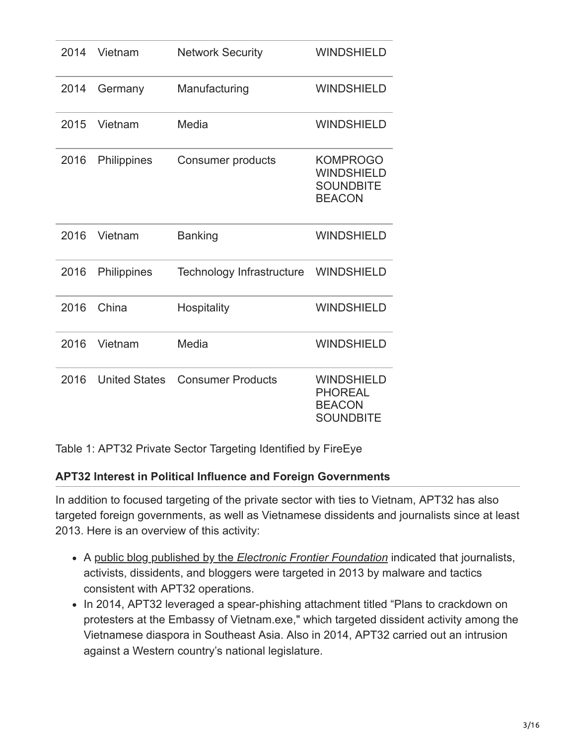| | | | |
|---|---|---|---|
| 2014 | Vietnam | Network Security | WINDSHIELD |
| 2014 | Germany | Manufacturing | WINDSHIELD |
| 2015 | Vietnam | Media | WINDSHIELD |
| 2016 | Philippines | Consumer products | KOMPROGO WINDSHIELD SOUNDBITE BEACON |
| 2016 | Vietnam | Banking | WINDSHIELD |
| 2016 | Philippines | Technology Infrastructure | WINDSHIELD |
| 2016 | China | Hospitality | WINDSHIELD |
| 2016 | Vietnam | Media | WINDSHIELD |
| 2016 | United States | Consumer Products | WINDSHIELD PHOREAL BEACON SOUNDBITE |

Table 1: APT32 Private Sector Targeting Identified by FireEye

**APT32 Interest in Political Influence and Foreign Governments**

In addition to focused targeting of the private sector with ties to Vietnam, APT32 has also targeted foreign governments, as well as Vietnamese dissidents and journalists since at least 2013. Here is an overview of this activity:

- A public blog published by the *Electronic Frontier Foundation* indicated that journalists, activists, dissidents, and bloggers were targeted in 2013 by malware and tactics consistent with APT32 operations.
- In 2014, APT32 leveraged a spear-phishing attachment titled "Plans to crackdown on protesters at the Embassy of Vietnam.exe," which targeted dissident activity among the Vietnamese diaspora in Southeast Asia. Also in 2014, APT32 carried out an intrusion against a Western country's national legislature.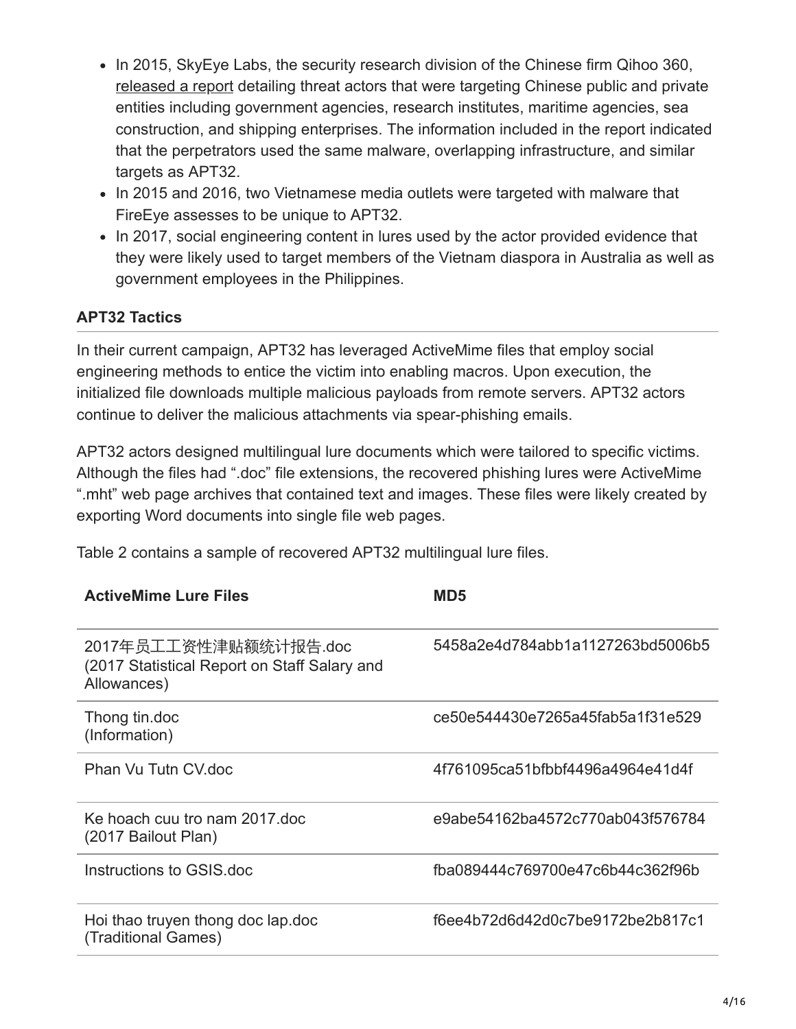- In 2015, SkyEye Labs, the security research division of the Chinese firm Qihoo 360, released a report detailing threat actors that were targeting Chinese public and private entities including government agencies, research institutes, maritime agencies, sea construction, and shipping enterprises. The information included in the report indicated that the perpetrators used the same malware, overlapping infrastructure, and similar targets as APT32.
- In 2015 and 2016, two Vietnamese media outlets were targeted with malware that FireEye assesses to be unique to APT32.
- In 2017, social engineering content in lures used by the actor provided evidence that they were likely used to target members of the Vietnam diaspora in Australia as well as government employees in the Philippines.

**APT32 Tactics**

In their current campaign, APT32 has leveraged ActiveMime files that employ social engineering methods to entice the victim into enabling macros. Upon execution, the initialized file downloads multiple malicious payloads from remote servers. APT32 actors continue to deliver the malicious attachments via spear-phishing emails.

APT32 actors designed multilingual lure documents which were tailored to specific victims. Although the files had ".doc" file extensions, the recovered phishing lures were ActiveMime ".mht" web page archives that contained text and images. These files were likely created by exporting Word documents into single file web pages.

Table 2 contains a sample of recovered APT32 multilingual lure files.

| ActiveMime Lure Files | MD5 |
| --- | --- |
| 2017年员工工资性津贴额统计报告.doc (2017 Statistical Report on Staff Salary and Allowances) | 5458a2e4d784abb1a1127263bd5006b5 |
| Thong tin.doc (Information) | ce50e544430e7265a45fab5a1f31e529 |
| Phan Vu Tutn CV.doc | 4f761095ca51bfbbf4496a4964e41d4f |
| Ke hoach cuu tro nam 2017.doc (2017 Bailout Plan) | e9abe54162ba4572c770ab043f576784 |
| Instructions to GSIS.doc | fba089444c769700e47c6b44c362f96b |
| Hoi thao truyen thong doc lap.doc (Traditional Games) | f6ee4b72d6d42d0c7be9172be2b817c1 |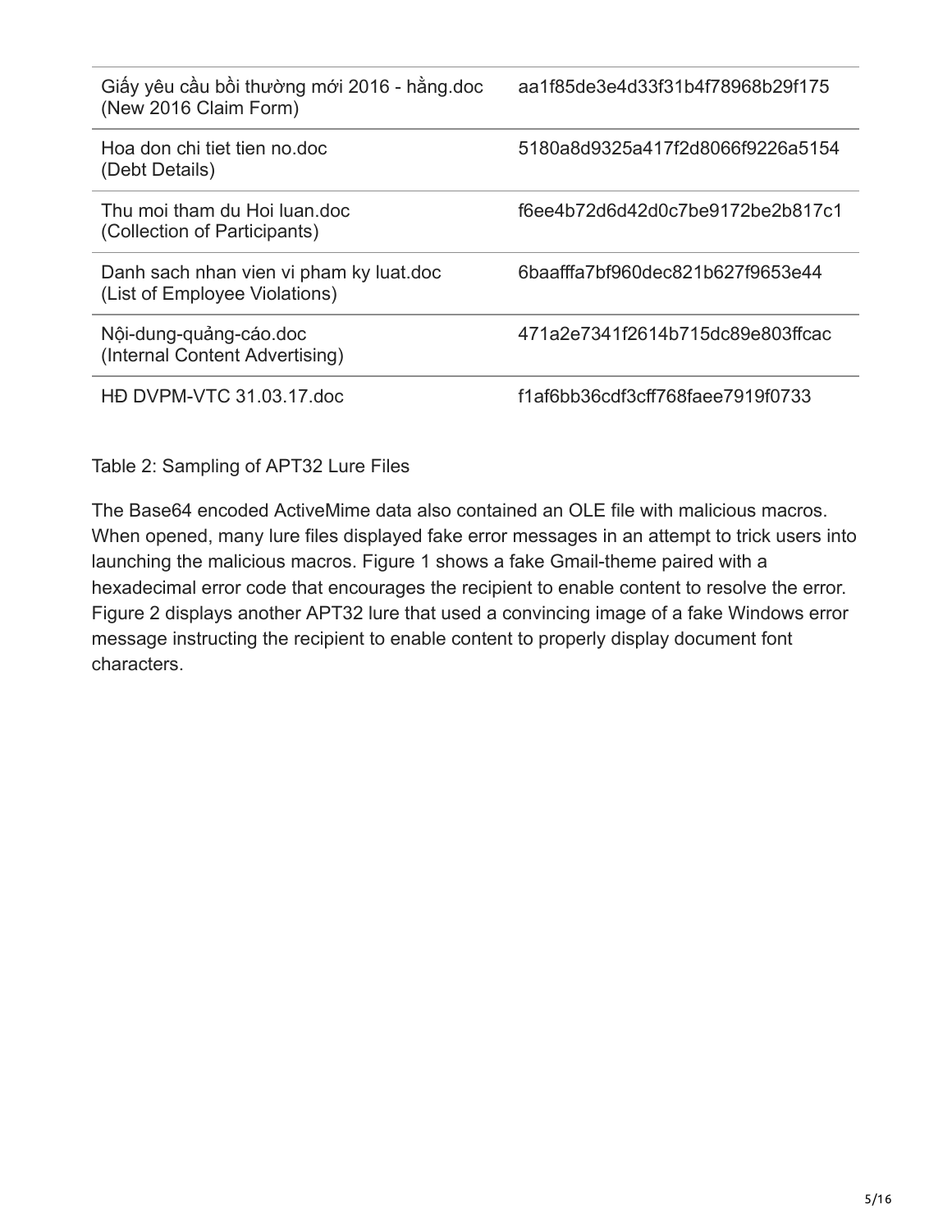| | |
|---|---|
| Giấy yêu cầu bồi thường mới 2016 - hằng.doc (New 2016 Claim Form) | aa1f85de3e4d33f31b4f78968b29f175 |
| Hoa don chi tiet tien no.doc (Debt Details) | 5180a8d9325a417f2d8066f9226a5154 |
| Thu moi tham du Hoi luan.doc (Collection of Participants) | f6ee4b72d6d42d0c7be9172be2b817c1 |
| Danh sach nhan vien vi pham ky luat.doc (List of Employee Violations) | 6baafffa7bf960dec821b627f9653e44 |
| Nội-dung-quảng-cáo.doc (Internal Content Advertising) | 471a2e7341f2614b715dc89e803ffcac |
| HĐ DVPM-VTC 31.03.17.doc | f1af6bb36cdf3cff768faee7919f0733 |

Table 2: Sampling of APT32 Lure Files

The Base64 encoded ActiveMime data also contained an OLE file with malicious macros. When opened, many lure files displayed fake error messages in an attempt to trick users into launching the malicious macros. Figure 1 shows a fake Gmail-theme paired with a hexadecimal error code that encourages the recipient to enable content to resolve the error. Figure 2 displays another APT32 lure that used a convincing image of a fake Windows error message instructing the recipient to enable content to properly display document font characters.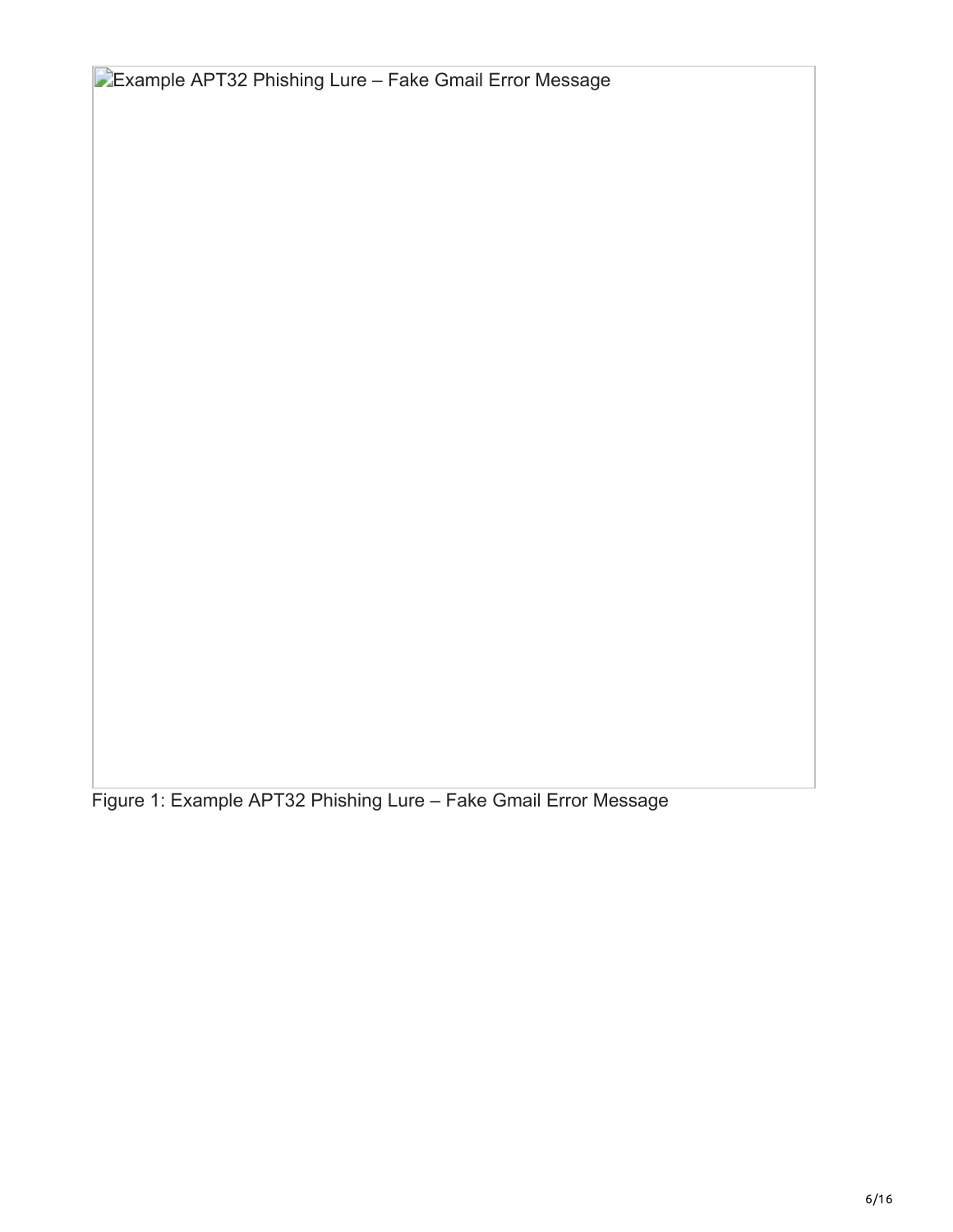Example APT32 Phishing Lure – Fake Gmail Error Message

Figure 1: Example APT32 Phishing Lure – Fake Gmail Error Message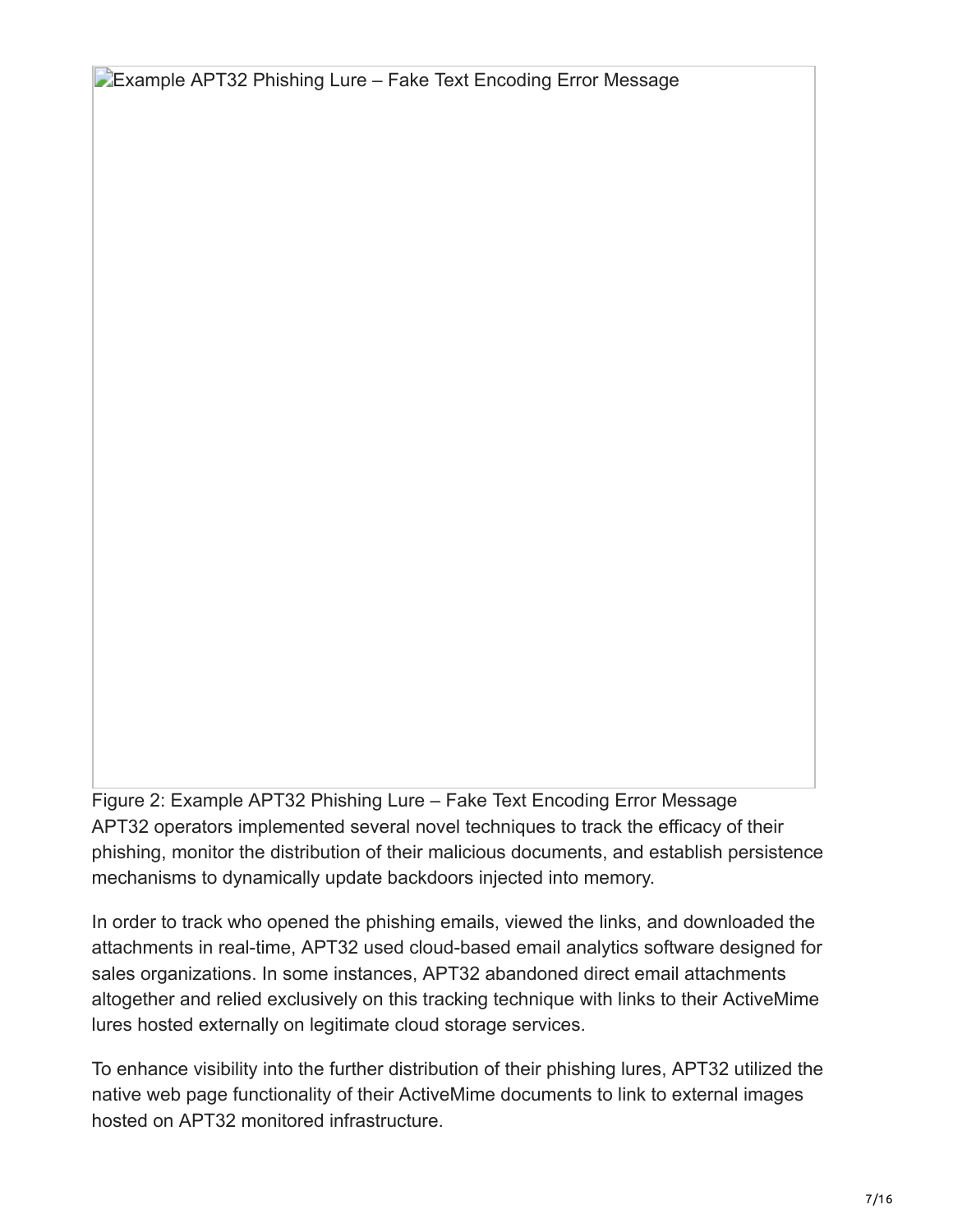Example APT32 Phishing Lure – Fake Text Encoding Error Message

Figure 2: Example APT32 Phishing Lure – Fake Text Encoding Error Message

APT32 operators implemented several novel techniques to track the efficacy of their phishing, monitor the distribution of their malicious documents, and establish persistence mechanisms to dynamically update backdoors injected into memory.

In order to track who opened the phishing emails, viewed the links, and downloaded the attachments in real-time, APT32 used cloud-based email analytics software designed for sales organizations. In some instances, APT32 abandoned direct email attachments altogether and relied exclusively on this tracking technique with links to their ActiveMime lures hosted externally on legitimate cloud storage services.

To enhance visibility into the further distribution of their phishing lures, APT32 utilized the native web page functionality of their ActiveMime documents to link to external images hosted on APT32 monitored infrastructure.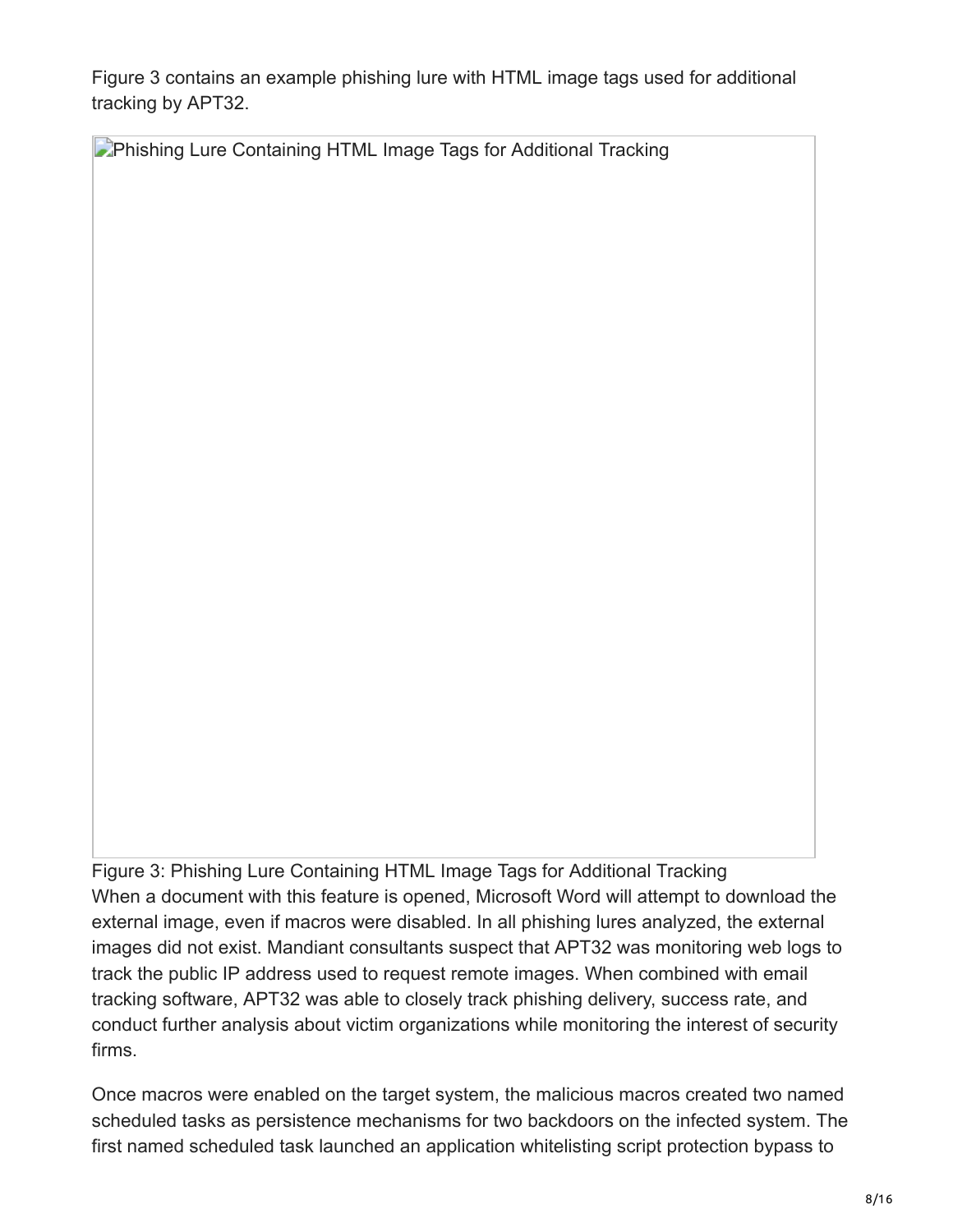Figure 3 contains an example phishing lure with HTML image tags used for additional tracking by APT32.

Phishing Lure Containing HTML Image Tags for Additional Tracking

Figure 3: Phishing Lure Containing HTML Image Tags for Additional Tracking

When a document with this feature is opened, Microsoft Word will attempt to download the external image, even if macros were disabled. In all phishing lures analyzed, the external images did not exist. Mandiant consultants suspect that APT32 was monitoring web logs to track the public IP address used to request remote images. When combined with email tracking software, APT32 was able to closely track phishing delivery, success rate, and conduct further analysis about victim organizations while monitoring the interest of security firms.

Once macros were enabled on the target system, the malicious macros created two named scheduled tasks as persistence mechanisms for two backdoors on the infected system. The first named scheduled task launched an application whitelisting script protection bypass to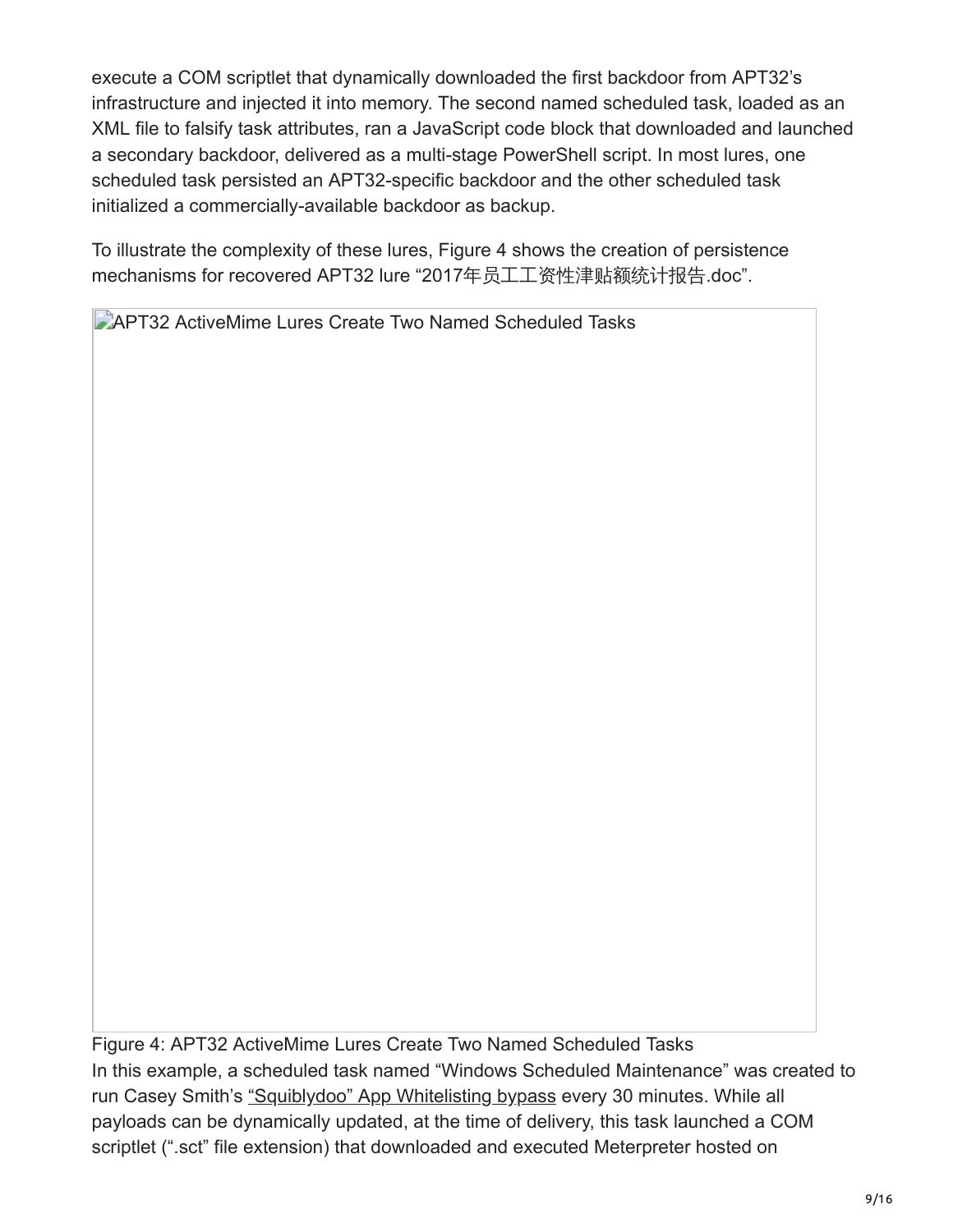execute a COM scriptlet that dynamically downloaded the first backdoor from APT32's infrastructure and injected it into memory. The second named scheduled task, loaded as an XML file to falsify task attributes, ran a JavaScript code block that downloaded and launched a secondary backdoor, delivered as a multi-stage PowerShell script. In most lures, one scheduled task persisted an APT32-specific backdoor and the other scheduled task initialized a commercially-available backdoor as backup.

To illustrate the complexity of these lures, Figure 4 shows the creation of persistence mechanisms for recovered APT32 lure "2017年员工工资性津贴额统计报告.doc".

APT32 ActiveMime Lures Create Two Named Scheduled Tasks

Figure 4: APT32 ActiveMime Lures Create Two Named Scheduled Tasks

In this example, a scheduled task named "Windows Scheduled Maintenance" was created to run Casey Smith's "Squiblydoo" App Whitelisting bypass every 30 minutes. While all payloads can be dynamically updated, at the time of delivery, this task launched a COM scriptlet (".sct" file extension) that downloaded and executed Meterpreter hosted on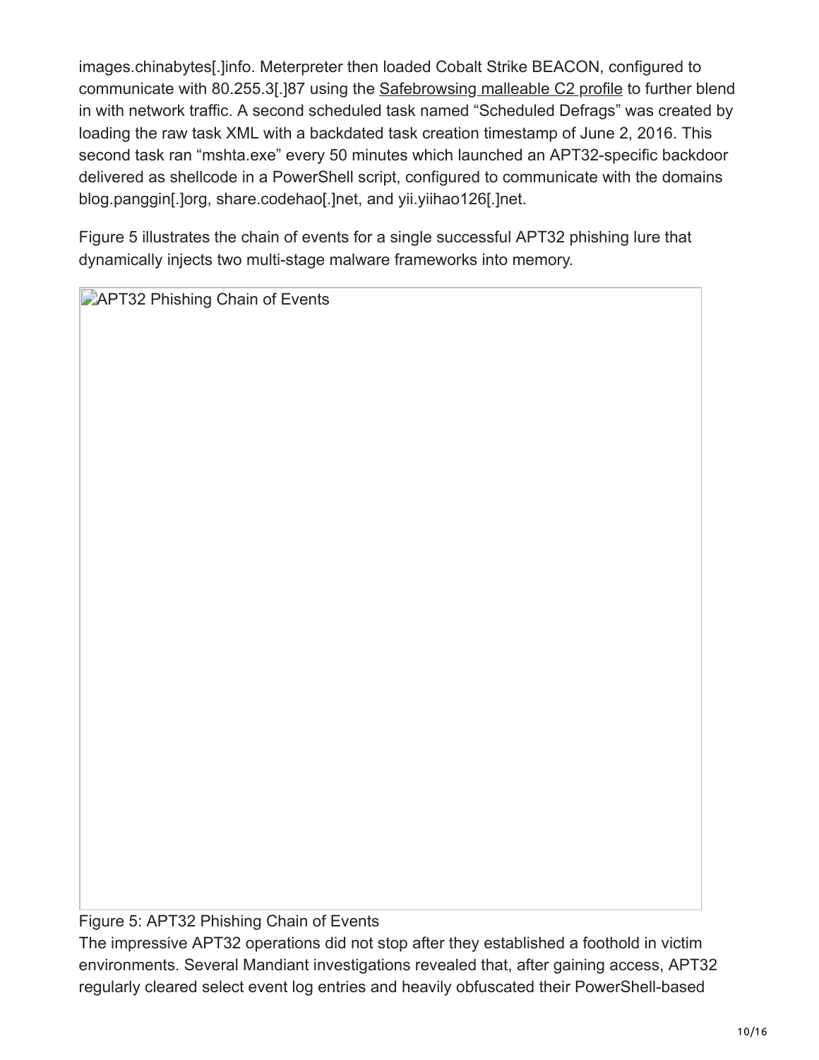images.chinabytes[.]info. Meterpreter then loaded Cobalt Strike BEACON, configured to communicate with 80.255.3[.]87 using the Safebrowsing malleable C2 profile to further blend in with network traffic. A second scheduled task named "Scheduled Defrags" was created by loading the raw task XML with a backdated task creation timestamp of June 2, 2016. This second task ran "mshta.exe" every 50 minutes which launched an APT32-specific backdoor delivered as shellcode in a PowerShell script, configured to communicate with the domains blog.panggin[.]org, share.codehao[.]net, and yii.yiihao126[.]net.

Figure 5 illustrates the chain of events for a single successful APT32 phishing lure that dynamically injects two multi-stage malware frameworks into memory.

Figure 5: APT32 Phishing Chain of Events

The impressive APT32 operations did not stop after they established a foothold in victim environments. Several Mandiant investigations revealed that, after gaining access, APT32 regularly cleared select event log entries and heavily obfuscated their PowerShell-based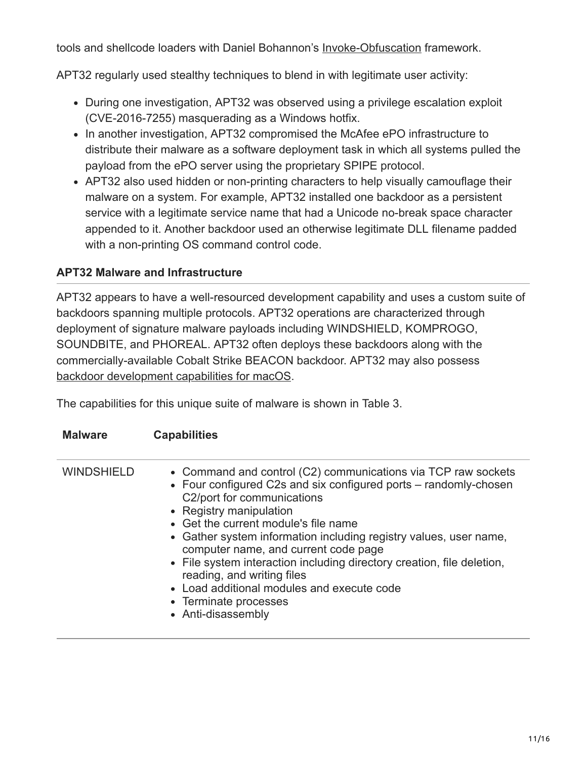tools and shellcode loaders with Daniel Bohannon's Invoke-Obfuscation framework.

APT32 regularly used stealthy techniques to blend in with legitimate user activity:

- During one investigation, APT32 was observed using a privilege escalation exploit (CVE-2016-7255) masquerading as a Windows hotfix.
- In another investigation, APT32 compromised the McAfee ePO infrastructure to distribute their malware as a software deployment task in which all systems pulled the payload from the ePO server using the proprietary SPIPE protocol.
- APT32 also used hidden or non-printing characters to help visually camouflage their malware on a system. For example, APT32 installed one backdoor as a persistent service with a legitimate service name that had a Unicode no-break space character appended to it. Another backdoor used an otherwise legitimate DLL filename padded with a non-printing OS command control code.

**APT32 Malware and Infrastructure**

APT32 appears to have a well-resourced development capability and uses a custom suite of backdoors spanning multiple protocols. APT32 operations are characterized through deployment of signature malware payloads including WINDSHIELD, KOMPROGO, SOUNDBITE, and PHOREAL. APT32 often deploys these backdoors along with the commercially-available Cobalt Strike BEACON backdoor. APT32 may also possess backdoor development capabilities for macOS.

The capabilities for this unique suite of malware is shown in Table 3.

| Malware | Capabilities |
| --- | --- |
| WINDSHIELD | • Command and control (C2) communications via TCP raw sockets<br>• Four configured C2s and six configured ports – randomly-chosen C2/port for communications<br>• Registry manipulation<br>• Get the current module's file name<br>• Gather system information including registry values, user name, computer name, and current code page<br>• File system interaction including directory creation, file deletion, reading, and writing files<br>• Load additional modules and execute code<br>• Terminate processes<br>• Anti-disassembly |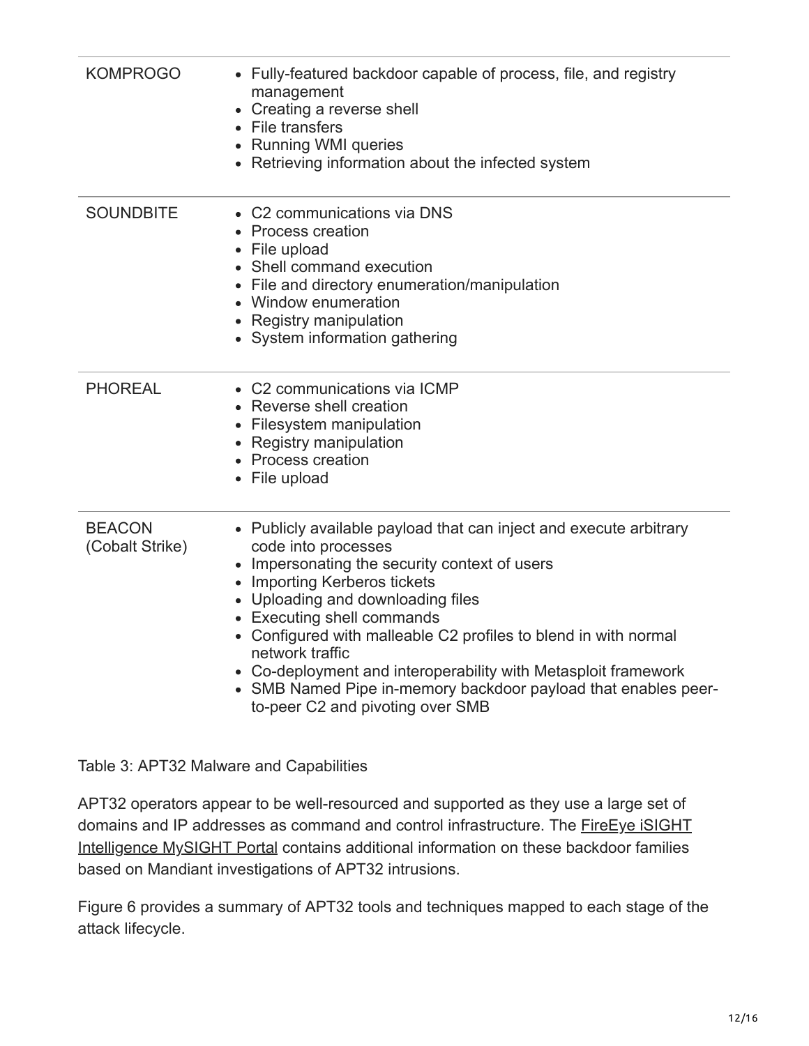| Malware | Capabilities |
| --- | --- |
| KOMPROGO | • Fully-featured backdoor capable of process, file, and registry management<br>• Creating a reverse shell<br>• File transfers<br>• Running WMI queries<br>• Retrieving information about the infected system |
| SOUNDBITE | • C2 communications via DNS<br>• Process creation<br>• File upload<br>• Shell command execution<br>• File and directory enumeration/manipulation<br>• Window enumeration<br>• Registry manipulation<br>• System information gathering |
| PHOREAL | • C2 communications via ICMP<br>• Reverse shell creation<br>• Filesystem manipulation<br>• Registry manipulation<br>• Process creation<br>• File upload |
| BEACON (Cobalt Strike) | • Publicly available payload that can inject and execute arbitrary code into processes<br>• Impersonating the security context of users<br>• Importing Kerberos tickets<br>• Uploading and downloading files<br>• Executing shell commands<br>• Configured with malleable C2 profiles to blend in with normal network traffic<br>• Co-deployment and interoperability with Metasploit framework<br>• SMB Named Pipe in-memory backdoor payload that enables peer-to-peer C2 and pivoting over SMB |

Table 3: APT32 Malware and Capabilities

APT32 operators appear to be well-resourced and supported as they use a large set of domains and IP addresses as command and control infrastructure. The FireEye iSIGHT Intelligence MySIGHT Portal contains additional information on these backdoor families based on Mandiant investigations of APT32 intrusions.

Figure 6 provides a summary of APT32 tools and techniques mapped to each stage of the attack lifecycle.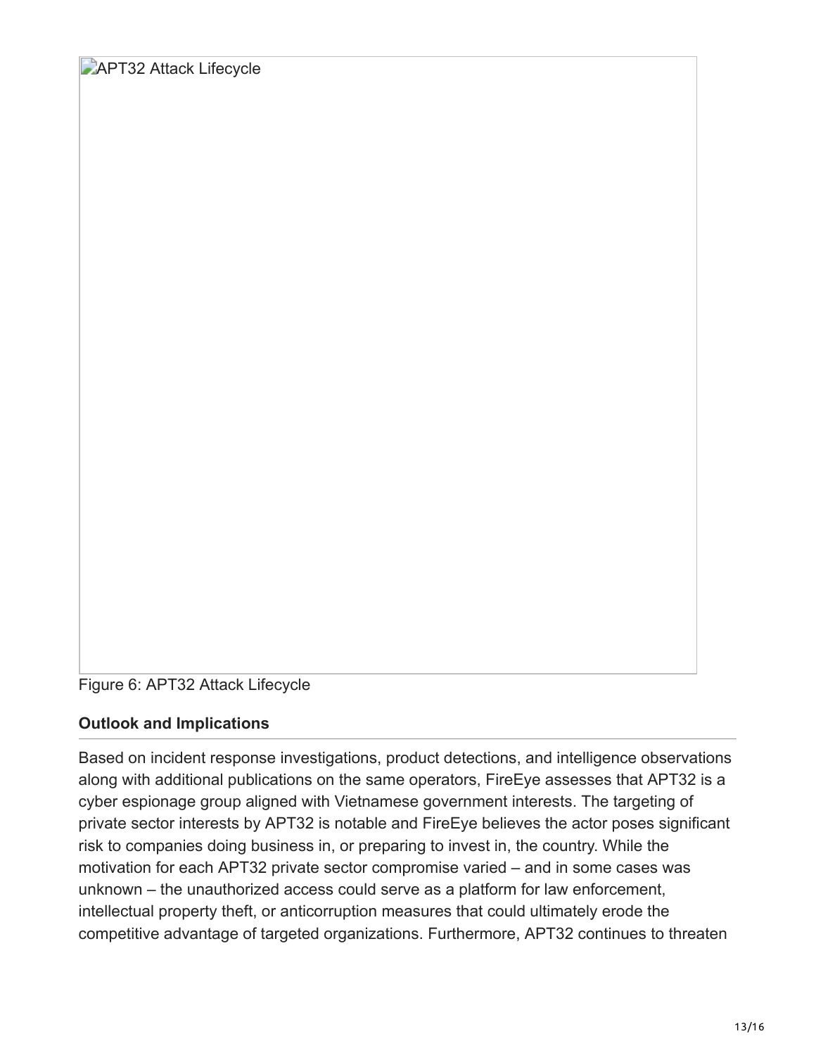APT32 Attack Lifecycle

Figure 6: APT32 Attack Lifecycle

### Outlook and Implications

Based on incident response investigations, product detections, and intelligence observations along with additional publications on the same operators, FireEye assesses that APT32 is a cyber espionage group aligned with Vietnamese government interests. The targeting of private sector interests by APT32 is notable and FireEye believes the actor poses significant risk to companies doing business in, or preparing to invest in, the country. While the motivation for each APT32 private sector compromise varied – and in some cases was unknown – the unauthorized access could serve as a platform for law enforcement, intellectual property theft, or anticorruption measures that could ultimately erode the competitive advantage of targeted organizations. Furthermore, APT32 continues to threaten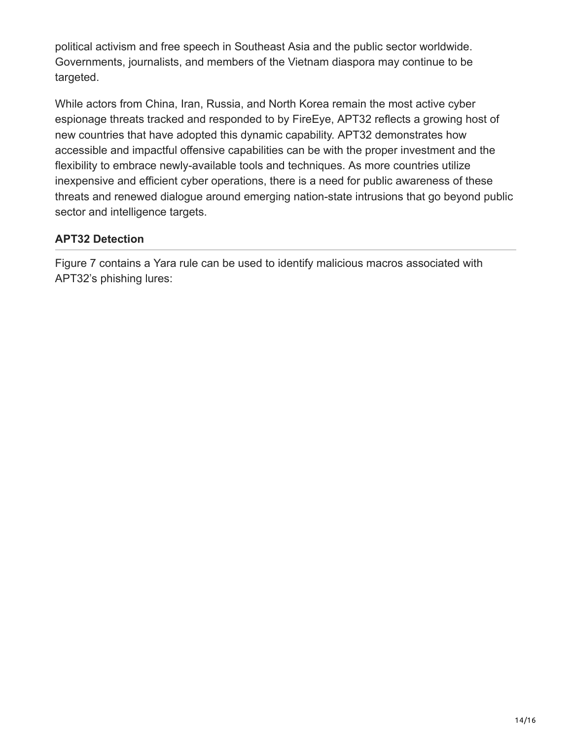political activism and free speech in Southeast Asia and the public sector worldwide. Governments, journalists, and members of the Vietnam diaspora may continue to be targeted.

While actors from China, Iran, Russia, and North Korea remain the most active cyber espionage threats tracked and responded to by FireEye, APT32 reflects a growing host of new countries that have adopted this dynamic capability. APT32 demonstrates how accessible and impactful offensive capabilities can be with the proper investment and the flexibility to embrace newly-available tools and techniques. As more countries utilize inexpensive and efficient cyber operations, there is a need for public awareness of these threats and renewed dialogue around emerging nation-state intrusions that go beyond public sector and intelligence targets.

### APT32 Detection

Figure 7 contains a Yara rule can be used to identify malicious macros associated with APT32's phishing lures: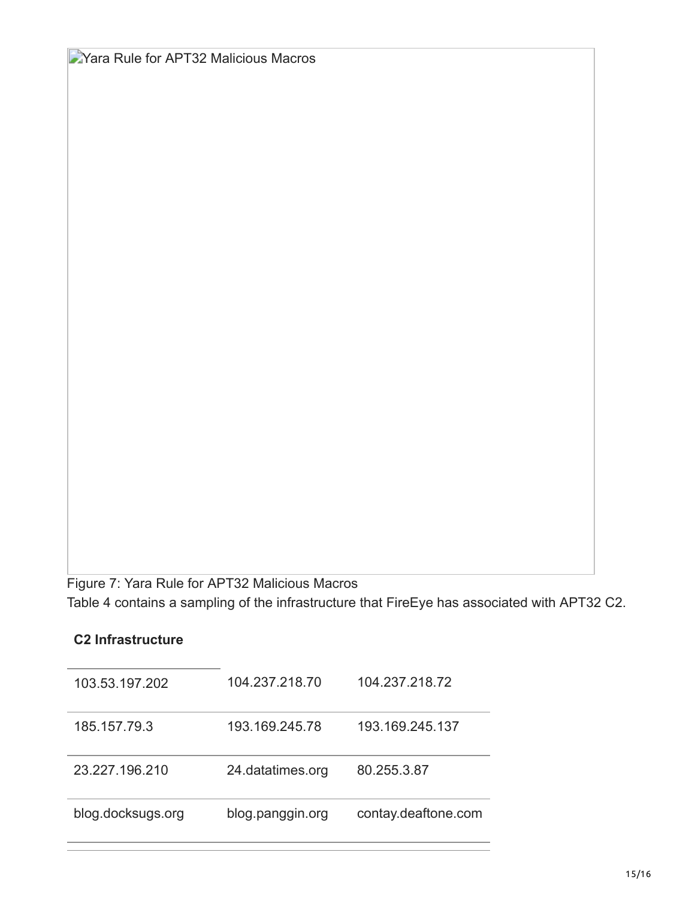Yara Rule for APT32 Malicious Macros

Figure 7: Yara Rule for APT32 Malicious Macros

Table 4 contains a sampling of the infrastructure that FireEye has associated with APT32 C2.

**C2 Infrastructure**

| | | |
|---|---|---|
| 103.53.197.202 | 104.237.218.70 | 104.237.218.72 |
| 185.157.79.3 | 193.169.245.78 | 193.169.245.137 |
| 23.227.196.210 | 24.datatimes.org | 80.255.3.87 |
| blog.docksugs.org | blog.panggin.org | contay.deaftone.com |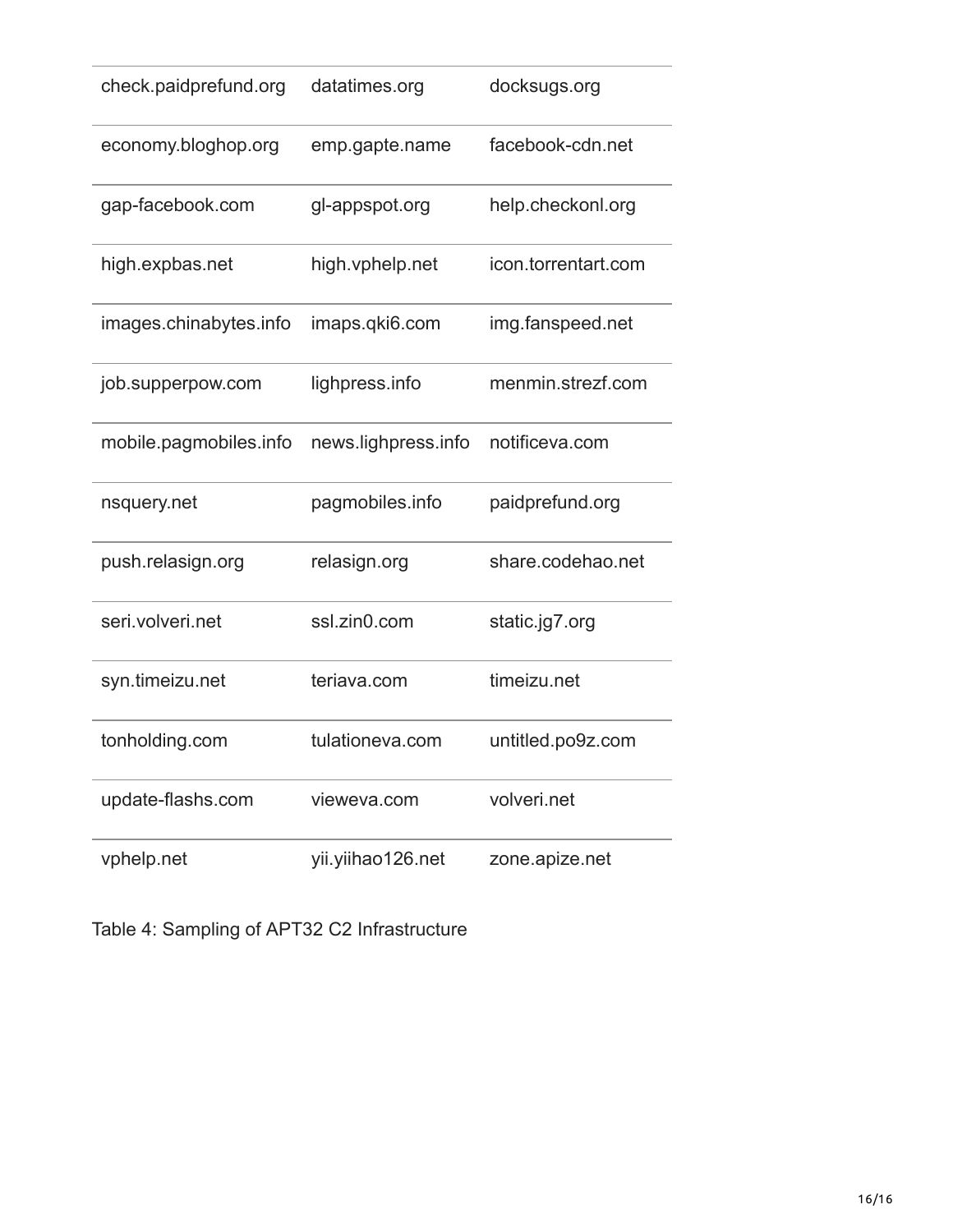| | | |
|---|---|---|
| check.paidprefund.org | datatimes.org | docksugs.org |
| economy.bloghop.org | emp.gapte.name | facebook-cdn.net |
| gap-facebook.com | gl-appspot.org | help.checkonl.org |
| high.expbas.net | high.vphelp.net | icon.torrentart.com |
| images.chinabytes.info | imaps.qki6.com | img.fanspeed.net |
| job.supperpow.com | lighpress.info | menmin.strezf.com |
| mobile.pagmobiles.info | news.lighpress.info | notificeva.com |
| nsquery.net | pagmobiles.info | paidprefund.org |
| push.relasign.org | relasign.org | share.codehao.net |
| seri.volveri.net | ssl.zin0.com | static.jg7.org |
| syn.timeizu.net | teriava.com | timeizu.net |
| tonholding.com | tulationeva.com | untitled.po9z.com |
| update-flashs.com | vieweva.com | volveri.net |
| vphelp.net | yii.yiihao126.net | zone.apize.net |

Table 4: Sampling of APT32 C2 Infrastructure